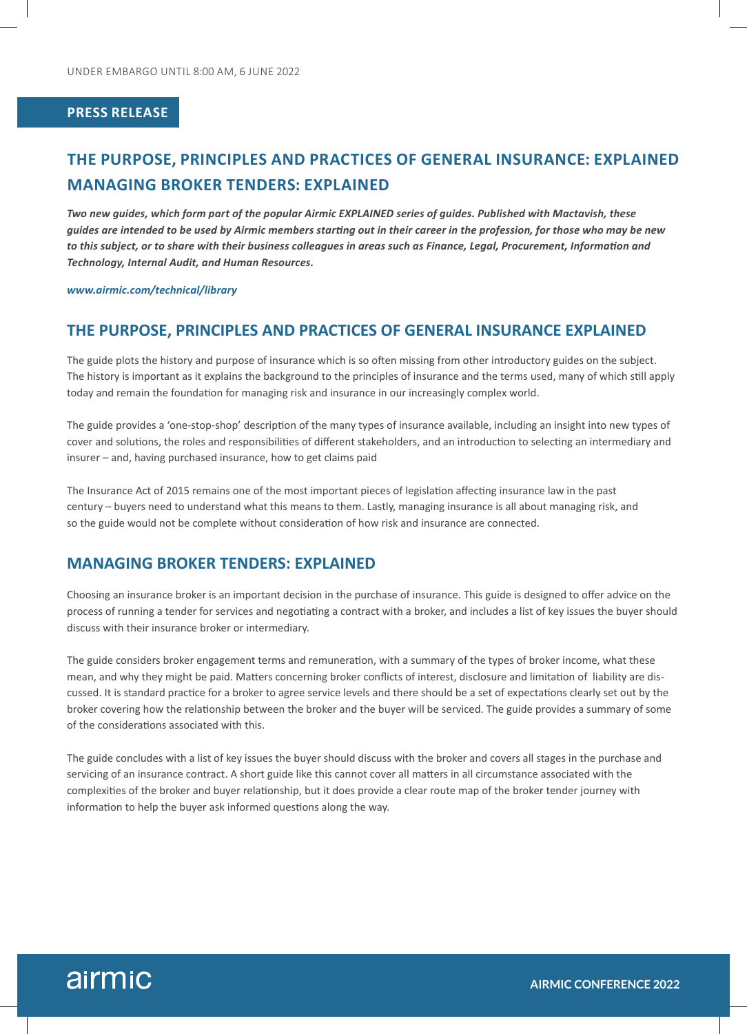UNDER EMBARGO UNTIL 8:00 AM, 6 JUNE 2022

**PRESS RELEASE**

# THE PURPOSE, PRINCIPLES AND PRACTICES OF GENERAL INSURANCE: EXPLAINED
# MANAGING BROKER TENDERS: EXPLAINED

***Two new guides, which form part of the popular Airmic EXPLAINED series of guides. Published with Mactavish, these guides are intended to be used by Airmic members starting out in their career in the profession, for those who may be new to this subject, or to share with their business colleagues in areas such as Finance, Legal, Procurement, Information and Technology, Internal Audit, and Human Resources.***

***www.airmic.com/technical/library***

## THE PURPOSE, PRINCIPLES AND PRACTICES OF GENERAL INSURANCE EXPLAINED

The guide plots the history and purpose of insurance which is so often missing from other introductory guides on the subject. The history is important as it explains the background to the principles of insurance and the terms used, many of which still apply today and remain the foundation for managing risk and insurance in our increasingly complex world.

The guide provides a 'one-stop-shop' description of the many types of insurance available, including an insight into new types of cover and solutions, the roles and responsibilities of different stakeholders, and an introduction to selecting an intermediary and insurer – and, having purchased insurance, how to get claims paid

The Insurance Act of 2015 remains one of the most important pieces of legislation affecting insurance law in the past century – buyers need to understand what this means to them. Lastly, managing insurance is all about managing risk, and so the guide would not be complete without consideration of how risk and insurance are connected.

## MANAGING BROKER TENDERS: EXPLAINED

Choosing an insurance broker is an important decision in the purchase of insurance. This guide is designed to offer advice on the process of running a tender for services and negotiating a contract with a broker, and includes a list of key issues the buyer should discuss with their insurance broker or intermediary.

The guide considers broker engagement terms and remuneration, with a summary of the types of broker income, what these mean, and why they might be paid. Matters concerning broker conflicts of interest, disclosure and limitation of liability are discussed. It is standard practice for a broker to agree service levels and there should be a set of expectations clearly set out by the broker covering how the relationship between the broker and the buyer will be serviced. The guide provides a summary of some of the considerations associated with this.

The guide concludes with a list of key issues the buyer should discuss with the broker and covers all stages in the purchase and servicing of an insurance contract. A short guide like this cannot cover all matters in all circumstance associated with the complexities of the broker and buyer relationship, but it does provide a clear route map of the broker tender journey with information to help the buyer ask informed questions along the way.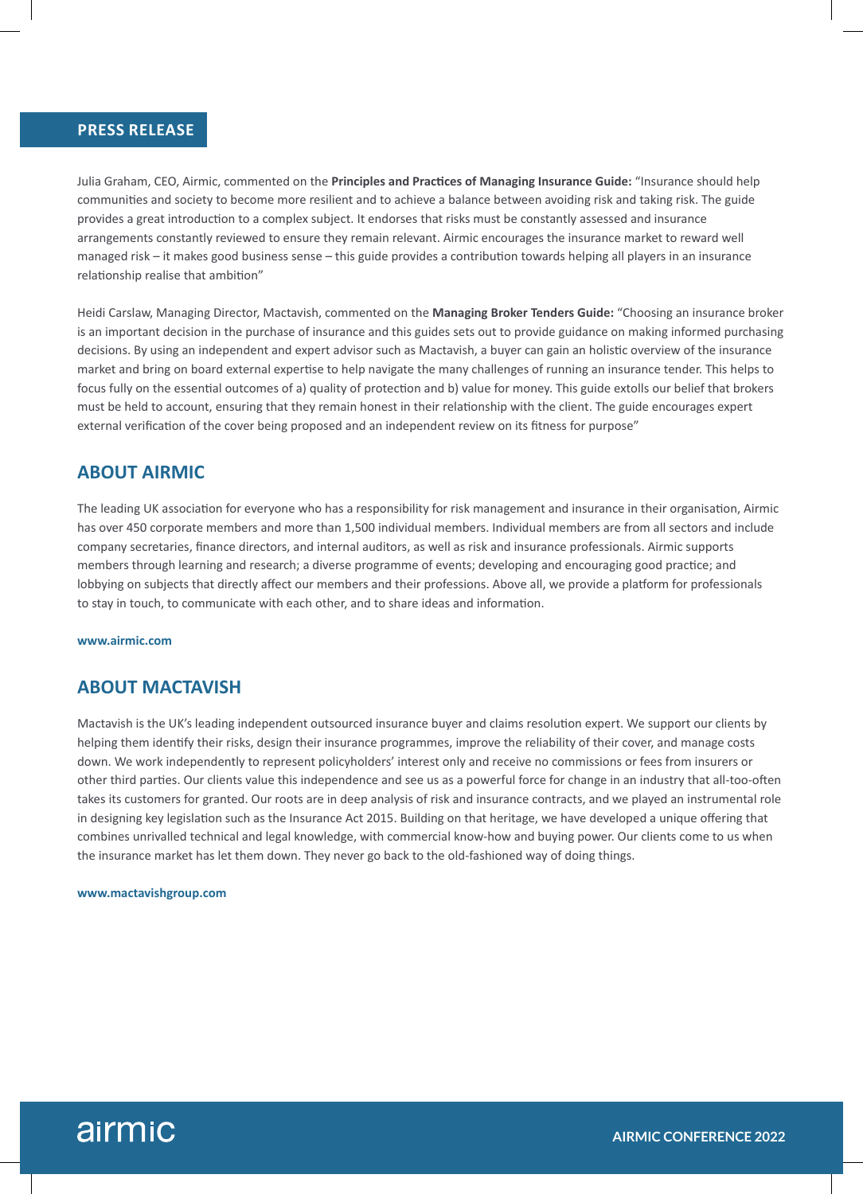**PRESS RELEASE**

Julia Graham, CEO, Airmic, commented on the **Principles and Practices of Managing Insurance Guide:** "Insurance should help communities and society to become more resilient and to achieve a balance between avoiding risk and taking risk. The guide provides a great introduction to a complex subject. It endorses that risks must be constantly assessed and insurance arrangements constantly reviewed to ensure they remain relevant. Airmic encourages the insurance market to reward well managed risk – it makes good business sense – this guide provides a contribution towards helping all players in an insurance relationship realise that ambition"

Heidi Carslaw, Managing Director, Mactavish, commented on the **Managing Broker Tenders Guide:** "Choosing an insurance broker is an important decision in the purchase of insurance and this guides sets out to provide guidance on making informed purchasing decisions. By using an independent and expert advisor such as Mactavish, a buyer can gain an holistic overview of the insurance market and bring on board external expertise to help navigate the many challenges of running an insurance tender. This helps to focus fully on the essential outcomes of a) quality of protection and b) value for money. This guide extolls our belief that brokers must be held to account, ensuring that they remain honest in their relationship with the client. The guide encourages expert external verification of the cover being proposed and an independent review on its fitness for purpose"

## ABOUT AIRMIC

The leading UK association for everyone who has a responsibility for risk management and insurance in their organisation, Airmic has over 450 corporate members and more than 1,500 individual members. Individual members are from all sectors and include company secretaries, finance directors, and internal auditors, as well as risk and insurance professionals. Airmic supports members through learning and research; a diverse programme of events; developing and encouraging good practice; and lobbying on subjects that directly affect our members and their professions. Above all, we provide a platform for professionals to stay in touch, to communicate with each other, and to share ideas and information.

**www.airmic.com**

## ABOUT MACTAVISH

Mactavish is the UK's leading independent outsourced insurance buyer and claims resolution expert. We support our clients by helping them identify their risks, design their insurance programmes, improve the reliability of their cover, and manage costs down. We work independently to represent policyholders' interest only and receive no commissions or fees from insurers or other third parties. Our clients value this independence and see us as a powerful force for change in an industry that all-too-often takes its customers for granted. Our roots are in deep analysis of risk and insurance contracts, and we played an instrumental role in designing key legislation such as the Insurance Act 2015. Building on that heritage, we have developed a unique offering that combines unrivalled technical and legal knowledge, with commercial know-how and buying power. Our clients come to us when the insurance market has let them down. They never go back to the old-fashioned way of doing things.

**www.mactavishgroup.com**